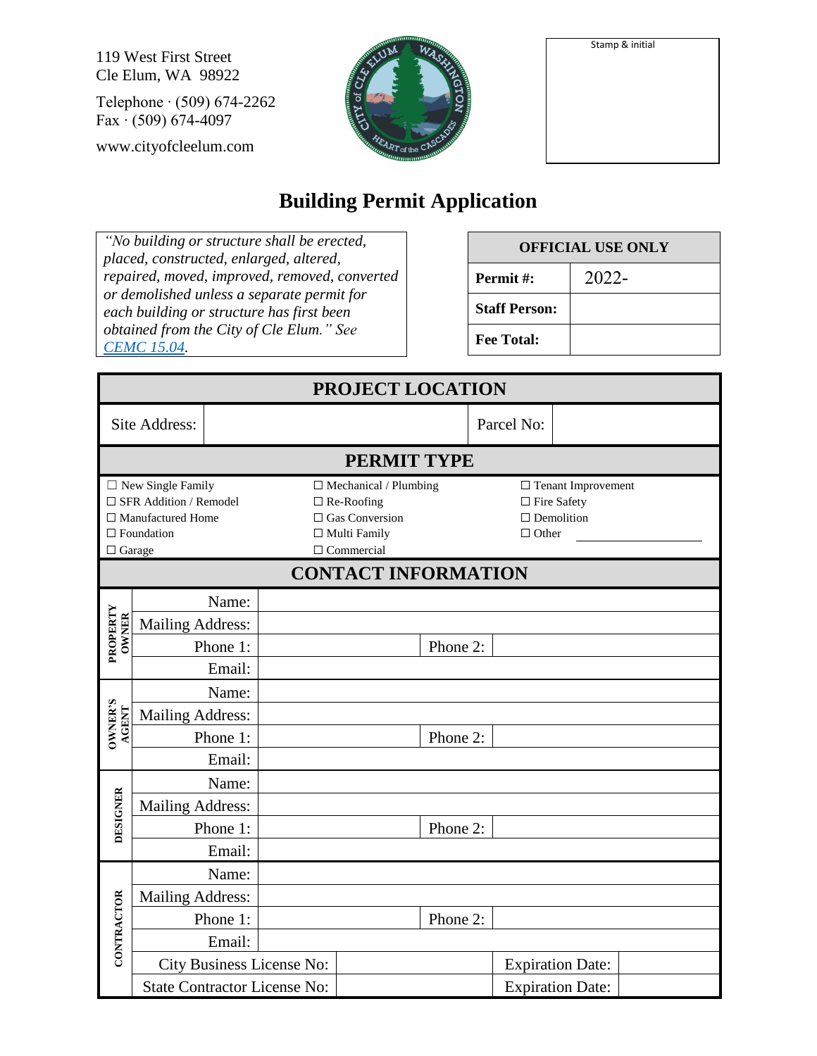119 West First Street
Cle Elum, WA 98922

Telephone · (509) 674-2262
Fax · (509) 674-4097

www.cityofcleelum.com

| Stamp & initial |
|---|
| |

# Building Permit Application

*"No building or structure shall be erected, placed, constructed, enlarged, altered, repaired, moved, improved, removed, converted or demolished unless a separate permit for each building or structure has first been obtained from the City of Cle Elum." See CEMC 15.04.*

| OFFICIAL USE ONLY | |
|---|---|
| **Permit #:** | 2022- |
| **Staff Person:** | |
| **Fee Total:** | |

## PROJECT LOCATION

| Site Address: | | Parcel No: | |
|---|---|---|---|

## PERMIT TYPE

| | | |
|---|---|---|
| ☐ New Single Family | ☐ Mechanical / Plumbing | ☐ Tenant Improvement |
| ☐ SFR Addition / Remodel | ☐ Re-Roofing | ☐ Fire Safety |
| ☐ Manufactured Home | ☐ Gas Conversion | ☐ Demolition |
| ☐ Foundation | ☐ Multi Family | ☐ Other ________ |
| ☐ Garage | ☐ Commercial | |

## CONTACT INFORMATION

| | | | | |
|---|---|---|---|---|
| **PROPERTY OWNER** | Name: | | | |
| | Mailing Address: | | | |
| | Phone 1: | | Phone 2: | |
| | Email: | | | |
| **OWNER'S AGENT** | Name: | | | |
| | Mailing Address: | | | |
| | Phone 1: | | Phone 2: | |
| | Email: | | | |
| **DESIGNER** | Name: | | | |
| | Mailing Address: | | | |
| | Phone 1: | | Phone 2: | |
| | Email: | | | |
| **CONTRACTOR** | Name: | | | |
| | Mailing Address: | | | |
| | Phone 1: | | Phone 2: | |
| | Email: | | | |
| | City Business License No: | | Expiration Date: | |
| | State Contractor License No: | | Expiration Date: | |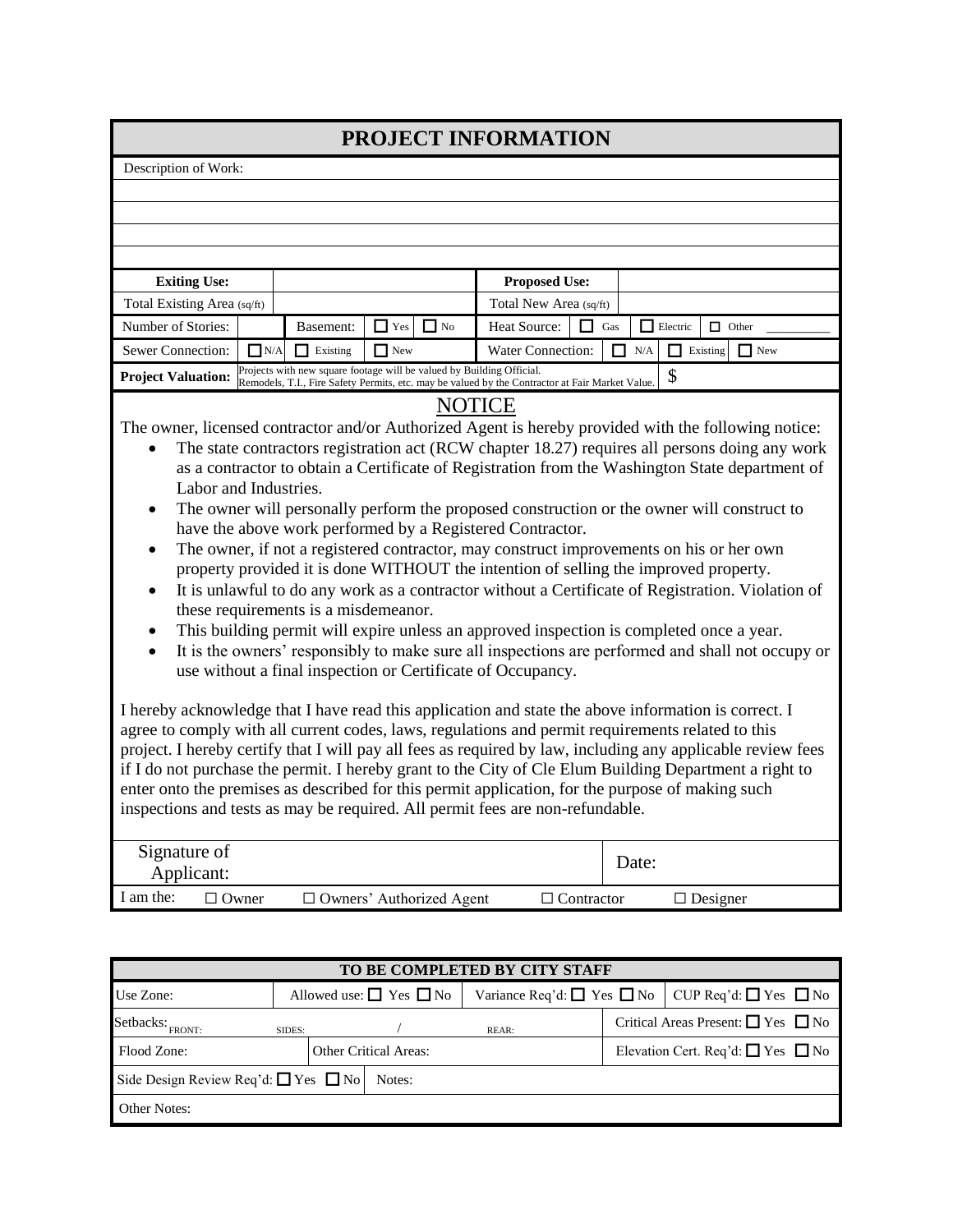## PROJECT INFORMATION

| Description of Work: | | | | | | | |
|---|---|---|---|---|---|---|---|
| | | | | | | | |
| | | | | | | | |
| | | | | | | | |
| | | | | | | | |
| **Exiting Use:** | | | | **Proposed Use:** | | | |
| Total Existing Area (sq/ft) | | | | Total New Area (sq/ft) | | | |
| Number of Stories: | | Basement: | ☐ Yes ☐ No | Heat Source: | ☐ Gas | ☐ Electric | ☐ Other ________ |
| Sewer Connection: | ☐ N/A | ☐ Existing | ☐ New | Water Connection: | ☐ N/A | ☐ Existing | ☐ New |
| **Project Valuation:** | Projects with new square footage will be valued by Building Official. Remodels, T.I., Fire Safety Permits, etc. may be valued by the Contractor at Fair Market Value. | | | | $ | | |

### NOTICE

The owner, licensed contractor and/or Authorized Agent is hereby provided with the following notice:

- The state contractors registration act (RCW chapter 18.27) requires all persons doing any work as a contractor to obtain a Certificate of Registration from the Washington State department of Labor and Industries.
- The owner will personally perform the proposed construction or the owner will construct to have the above work performed by a Registered Contractor.
- The owner, if not a registered contractor, may construct improvements on his or her own property provided it is done WITHOUT the intention of selling the improved property.
- It is unlawful to do any work as a contractor without a Certificate of Registration. Violation of these requirements is a misdemeanor.
- This building permit will expire unless an approved inspection is completed once a year.
- It is the owners' responsibly to make sure all inspections are performed and shall not occupy or use without a final inspection or Certificate of Occupancy.

I hereby acknowledge that I have read this application and state the above information is correct. I agree to comply with all current codes, laws, regulations and permit requirements related to this project. I hereby certify that I will pay all fees as required by law, including any applicable review fees if I do not purchase the permit. I hereby grant to the City of Cle Elum Building Department a right to enter onto the premises as described for this permit application, for the purpose of making such inspections and tests as may be required. All permit fees are non-refundable.

| Signature of Applicant: | | Date: |
|---|---|---|

I am the: ☐ Owner ☐ Owners' Authorized Agent ☐ Contractor ☐ Designer

| **TO BE COMPLETED BY CITY STAFF** | | | |
|---|---|---|---|
| Use Zone: | Allowed use: ☐ Yes ☐ No | Variance Req'd: ☐ Yes ☐ No | CUP Req'd: ☐ Yes ☐ No |
| Setbacks: FRONT: | SIDES: / | REAR: | Critical Areas Present: ☐ Yes ☐ No |
| Flood Zone: | Other Critical Areas: | | Elevation Cert. Req'd: ☐ Yes ☐ No |
| Side Design Review Req'd: ☐ Yes ☐ No | Notes: | | |
| Other Notes: | | | |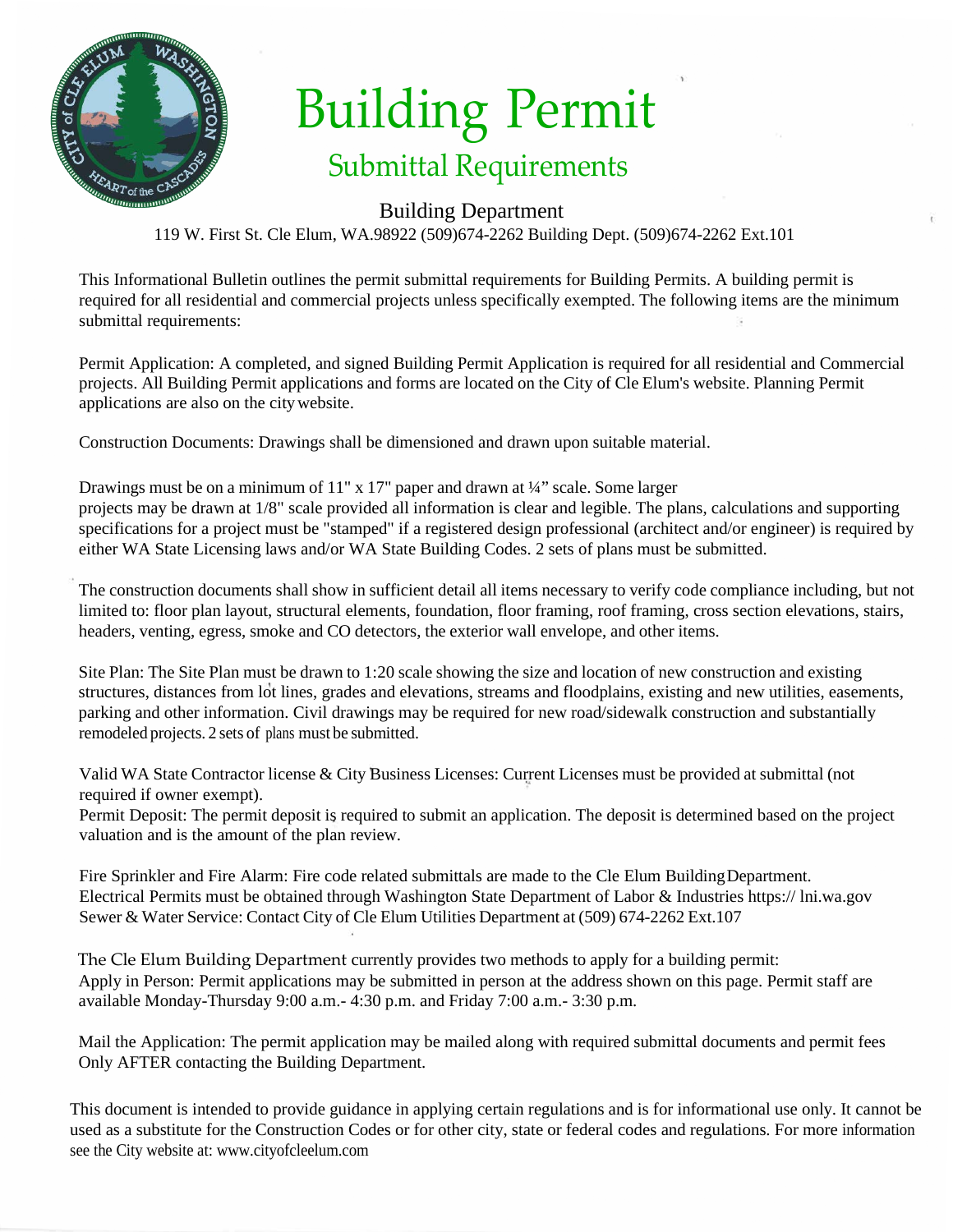# Building Permit

## Submittal Requirements

### Building Department

119 W. First St. Cle Elum, WA.98922 (509)674-2262 Building Dept. (509)674-2262 Ext.101

This Informational Bulletin outlines the permit submittal requirements for Building Permits. A building permit is required for all residential and commercial projects unless specifically exempted. The following items are the minimum submittal requirements:

Permit Application: A completed, and signed Building Permit Application is required for all residential and Commercial projects. All Building Permit applications and forms are located on the City of Cle Elum's website. Planning Permit applications are also on the city website.

Construction Documents: Drawings shall be dimensioned and drawn upon suitable material.

Drawings must be on a minimum of 11" x 17" paper and drawn at ¼" scale. Some larger projects may be drawn at 1/8" scale provided all information is clear and legible. The plans, calculations and supporting specifications for a project must be "stamped" if a registered design professional (architect and/or engineer) is required by either WA State Licensing laws and/or WA State Building Codes. 2 sets of plans must be submitted.

The construction documents shall show in sufficient detail all items necessary to verify code compliance including, but not limited to: floor plan layout, structural elements, foundation, floor framing, roof framing, cross section elevations, stairs, headers, venting, egress, smoke and CO detectors, the exterior wall envelope, and other items.

Site Plan: The Site Plan must be drawn to 1:20 scale showing the size and location of new construction and existing structures, distances from lot lines, grades and elevations, streams and floodplains, existing and new utilities, easements, parking and other information. Civil drawings may be required for new road/sidewalk construction and substantially remodeled projects. 2 sets of plans must be submitted.

Valid WA State Contractor license & City Business Licenses: Current Licenses must be provided at submittal (not required if owner exempt).
Permit Deposit: The permit deposit is required to submit an application. The deposit is determined based on the project valuation and is the amount of the plan review.

Fire Sprinkler and Fire Alarm: Fire code related submittals are made to the Cle Elum Building Department.
Electrical Permits must be obtained through Washington State Department of Labor & Industries https:// lni.wa.gov
Sewer & Water Service: Contact City of Cle Elum Utilities Department at (509) 674-2262 Ext.107

The Cle Elum Building Department currently provides two methods to apply for a building permit:
Apply in Person: Permit applications may be submitted in person at the address shown on this page. Permit staff are available Monday-Thursday 9:00 a.m.- 4:30 p.m. and Friday 7:00 a.m.- 3:30 p.m.

Mail the Application: The permit application may be mailed along with required submittal documents and permit fees Only AFTER contacting the Building Department.

This document is intended to provide guidance in applying certain regulations and is for informational use only. It cannot be used as a substitute for the Construction Codes or for other city, state or federal codes and regulations. For more information see the City website at: www.cityofcleelum.com